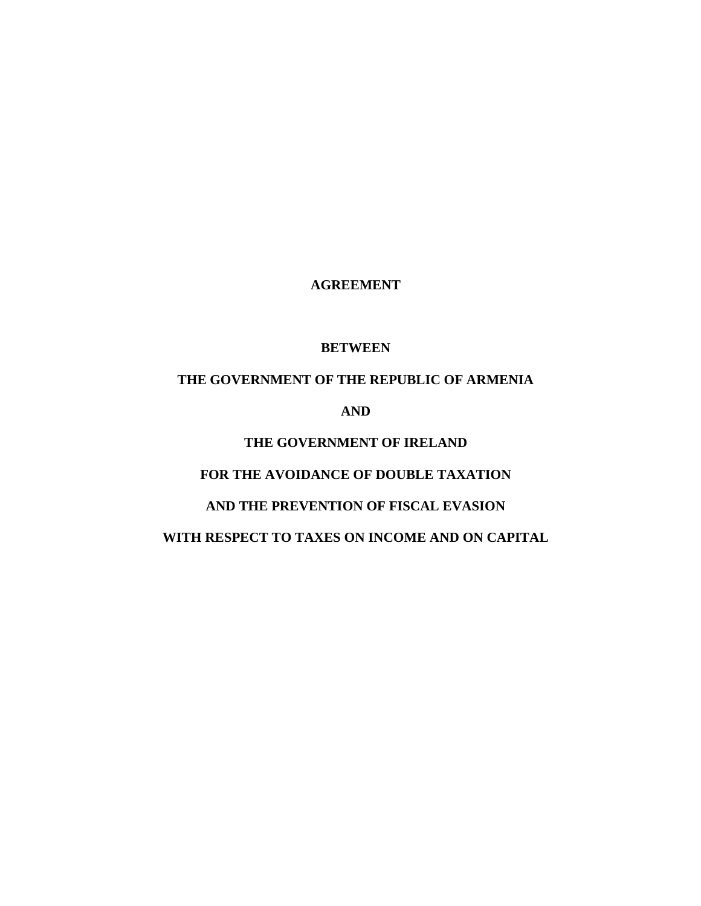**AGREEMENT**

**BETWEEN**

**THE GOVERNMENT OF THE REPUBLIC OF ARMENIA**

**AND**

**THE GOVERNMENT OF IRELAND**

**FOR THE AVOIDANCE OF DOUBLE TAXATION**

**AND THE PREVENTION OF FISCAL EVASION**

**WITH RESPECT TO TAXES ON INCOME AND ON CAPITAL**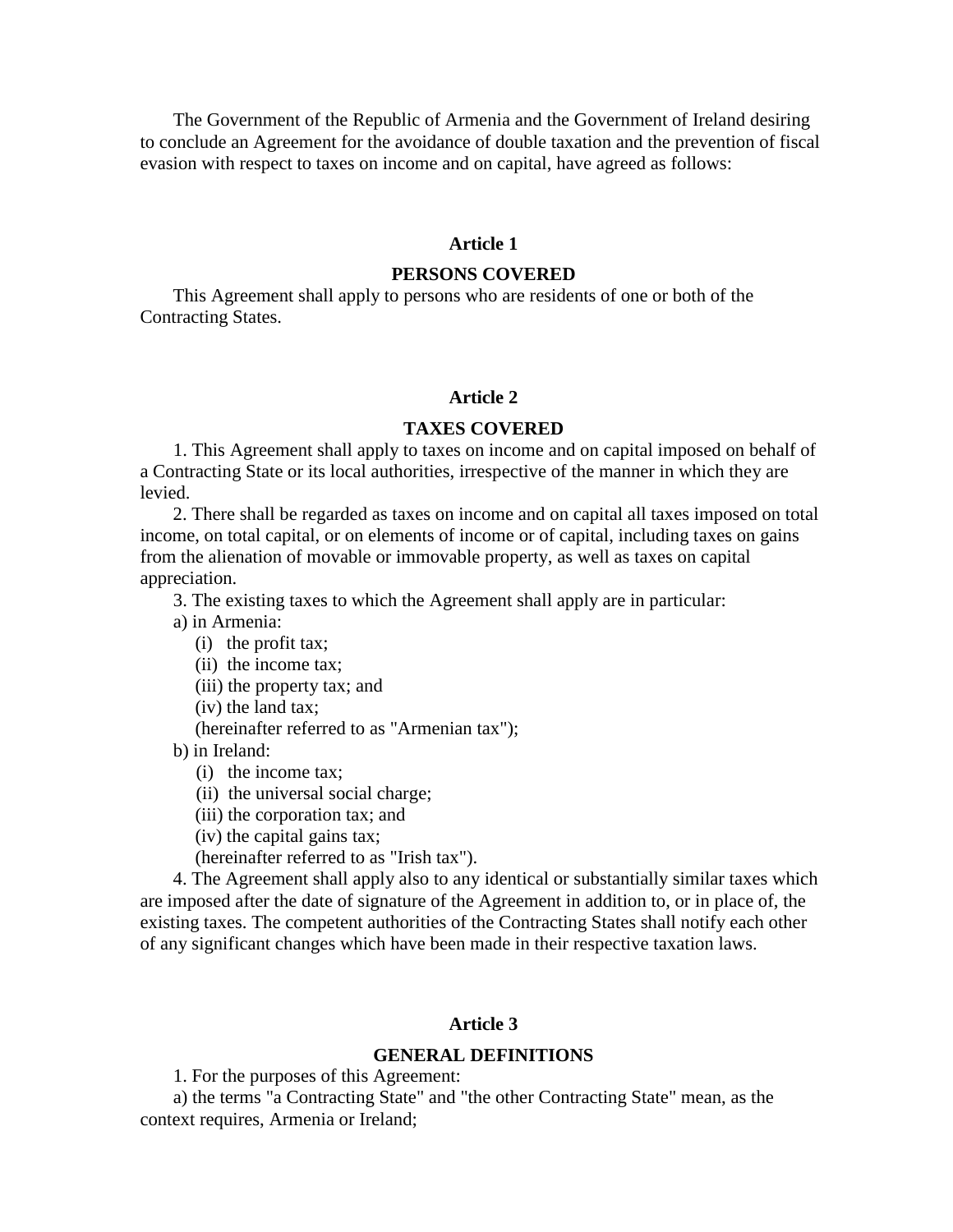The Government of the Republic of Armenia and the Government of Ireland desiring to conclude an Agreement for the avoidance of double taxation and the prevention of fiscal evasion with respect to taxes on income and on capital, have agreed as follows:

### Article 1

### PERSONS COVERED

This Agreement shall apply to persons who are residents of one or both of the Contracting States.

### Article 2

### TAXES COVERED

1. This Agreement shall apply to taxes on income and on capital imposed on behalf of a Contracting State or its local authorities, irrespective of the manner in which they are levied.

2. There shall be regarded as taxes on income and on capital all taxes imposed on total income, on total capital, or on elements of income or of capital, including taxes on gains from the alienation of movable or immovable property, as well as taxes on capital appreciation.

3. The existing taxes to which the Agreement shall apply are in particular:

a) in Armenia:

(i) the profit tax;

(ii) the income tax;

(iii) the property tax; and

(iv) the land tax;

(hereinafter referred to as "Armenian tax");

b) in Ireland:

(i) the income tax;

(ii) the universal social charge;

(iii) the corporation tax; and

(iv) the capital gains tax;

(hereinafter referred to as "Irish tax").

4. The Agreement shall apply also to any identical or substantially similar taxes which are imposed after the date of signature of the Agreement in addition to, or in place of, the existing taxes. The competent authorities of the Contracting States shall notify each other of any significant changes which have been made in their respective taxation laws.

### Article 3

### GENERAL DEFINITIONS

1. For the purposes of this Agreement:

a) the terms "a Contracting State" and "the other Contracting State" mean, as the context requires, Armenia or Ireland;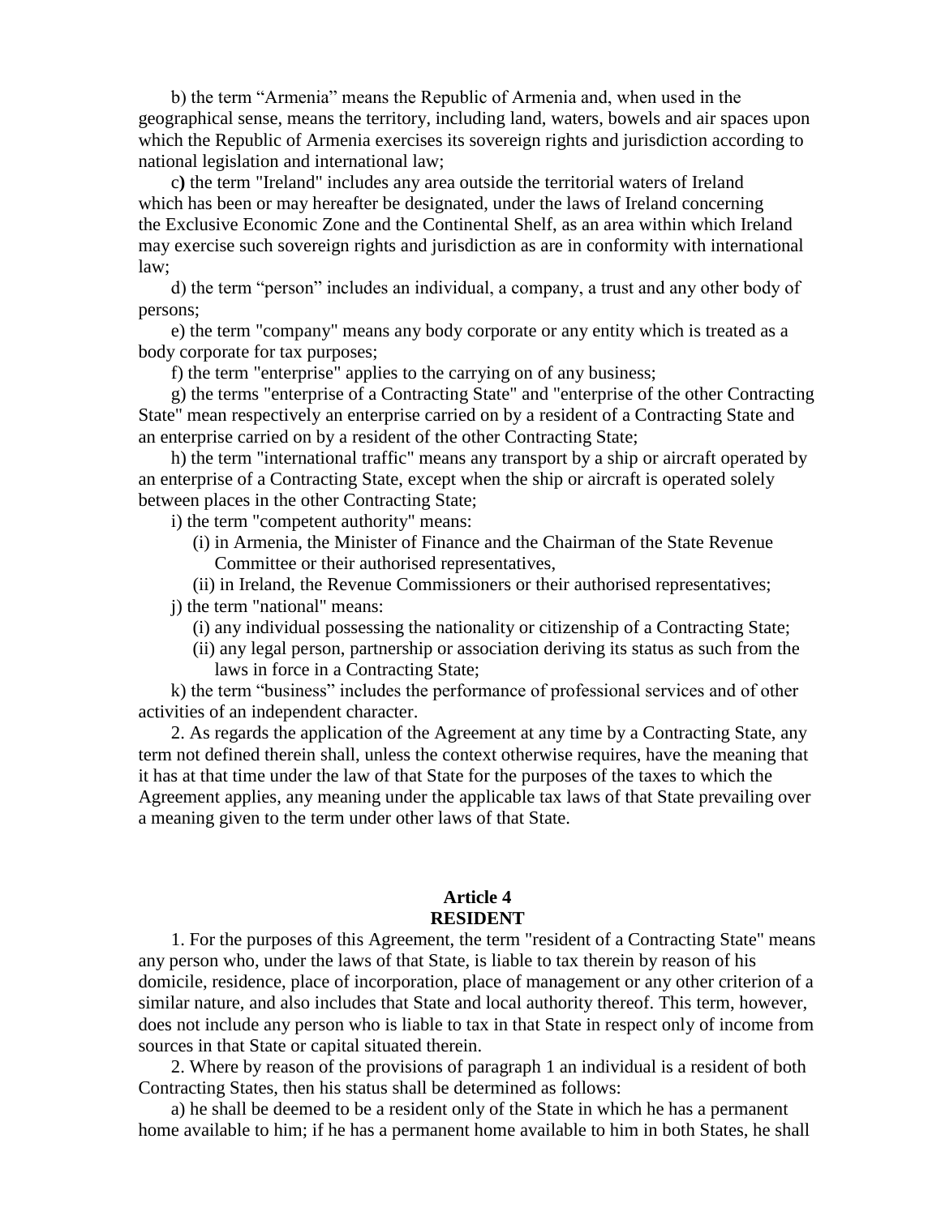b) the term “Armenia” means the Republic of Armenia and, when used in the geographical sense, means the territory, including land, waters, bowels and air spaces upon which the Republic of Armenia exercises its sovereign rights and jurisdiction according to national legislation and international law;

c**)** the term "Ireland" includes any area outside the territorial waters of Ireland which has been or may hereafter be designated, under the laws of Ireland concerning the Exclusive Economic Zone and the Continental Shelf, as an area within which Ireland may exercise such sovereign rights and jurisdiction as are in conformity with international law;

d) the term “person” includes an individual, a company, a trust and any other body of persons;

e) the term "company" means any body corporate or any entity which is treated as a body corporate for tax purposes;

f) the term "enterprise" applies to the carrying on of any business;

g) the terms "enterprise of a Contracting State" and "enterprise of the other Contracting State" mean respectively an enterprise carried on by a resident of a Contracting State and an enterprise carried on by a resident of the other Contracting State;

h) the term "international traffic" means any transport by a ship or aircraft operated by an enterprise of a Contracting State, except when the ship or aircraft is operated solely between places in the other Contracting State;

i) the term "competent authority" means:

(i) in Armenia, the Minister of Finance and the Chairman of the State Revenue Committee or their authorised representatives,

(ii) in Ireland, the Revenue Commissioners or their authorised representatives;

j) the term "national" means:

(i) any individual possessing the nationality or citizenship of a Contracting State;

(ii) any legal person, partnership or association deriving its status as such from the laws in force in a Contracting State;

k) the term “business” includes the performance of professional services and of other activities of an independent character.

2. As regards the application of the Agreement at any time by a Contracting State, any term not defined therein shall, unless the context otherwise requires, have the meaning that it has at that time under the law of that State for the purposes of the taxes to which the Agreement applies, any meaning under the applicable tax laws of that State prevailing over a meaning given to the term under other laws of that State.

## Article 4
## RESIDENT

1. For the purposes of this Agreement, the term "resident of a Contracting State" means any person who, under the laws of that State, is liable to tax therein by reason of his domicile, residence, place of incorporation, place of management or any other criterion of a similar nature, and also includes that State and local authority thereof. This term, however, does not include any person who is liable to tax in that State in respect only of income from sources in that State or capital situated therein.

2. Where by reason of the provisions of paragraph 1 an individual is a resident of both Contracting States, then his status shall be determined as follows:

a) he shall be deemed to be a resident only of the State in which he has a permanent home available to him; if he has a permanent home available to him in both States, he shall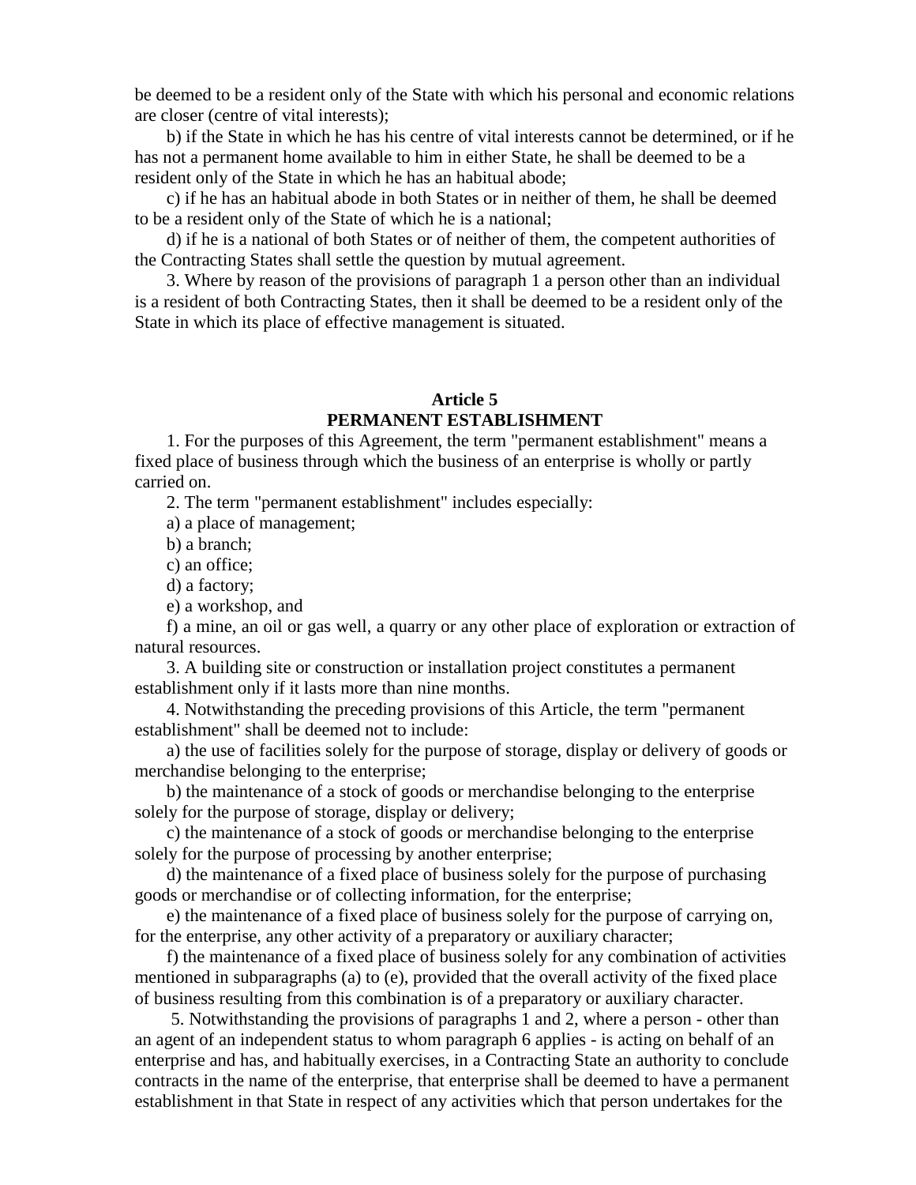be deemed to be a resident only of the State with which his personal and economic relations are closer (centre of vital interests);

b) if the State in which he has his centre of vital interests cannot be determined, or if he has not a permanent home available to him in either State, he shall be deemed to be a resident only of the State in which he has an habitual abode;

c) if he has an habitual abode in both States or in neither of them, he shall be deemed to be a resident only of the State of which he is a national;

d) if he is a national of both States or of neither of them, the competent authorities of the Contracting States shall settle the question by mutual agreement.

3. Where by reason of the provisions of paragraph 1 a person other than an individual is a resident of both Contracting States, then it shall be deemed to be a resident only of the State in which its place of effective management is situated.

## Article 5
## PERMANENT ESTABLISHMENT

1. For the purposes of this Agreement, the term "permanent establishment" means a fixed place of business through which the business of an enterprise is wholly or partly carried on.

2. The term "permanent establishment" includes especially:

a) a place of management;

b) a branch;

c) an office;

d) a factory;

e) a workshop, and

f) a mine, an oil or gas well, a quarry or any other place of exploration or extraction of natural resources.

3. A building site or construction or installation project constitutes a permanent establishment only if it lasts more than nine months.

4. Notwithstanding the preceding provisions of this Article, the term "permanent establishment" shall be deemed not to include:

a) the use of facilities solely for the purpose of storage, display or delivery of goods or merchandise belonging to the enterprise;

b) the maintenance of a stock of goods or merchandise belonging to the enterprise solely for the purpose of storage, display or delivery;

c) the maintenance of a stock of goods or merchandise belonging to the enterprise solely for the purpose of processing by another enterprise;

d) the maintenance of a fixed place of business solely for the purpose of purchasing goods or merchandise or of collecting information, for the enterprise;

e) the maintenance of a fixed place of business solely for the purpose of carrying on, for the enterprise, any other activity of a preparatory or auxiliary character;

f) the maintenance of a fixed place of business solely for any combination of activities mentioned in subparagraphs (a) to (e), provided that the overall activity of the fixed place of business resulting from this combination is of a preparatory or auxiliary character.

5. Notwithstanding the provisions of paragraphs 1 and 2, where a person - other than an agent of an independent status to whom paragraph 6 applies - is acting on behalf of an enterprise and has, and habitually exercises, in a Contracting State an authority to conclude contracts in the name of the enterprise, that enterprise shall be deemed to have a permanent establishment in that State in respect of any activities which that person undertakes for the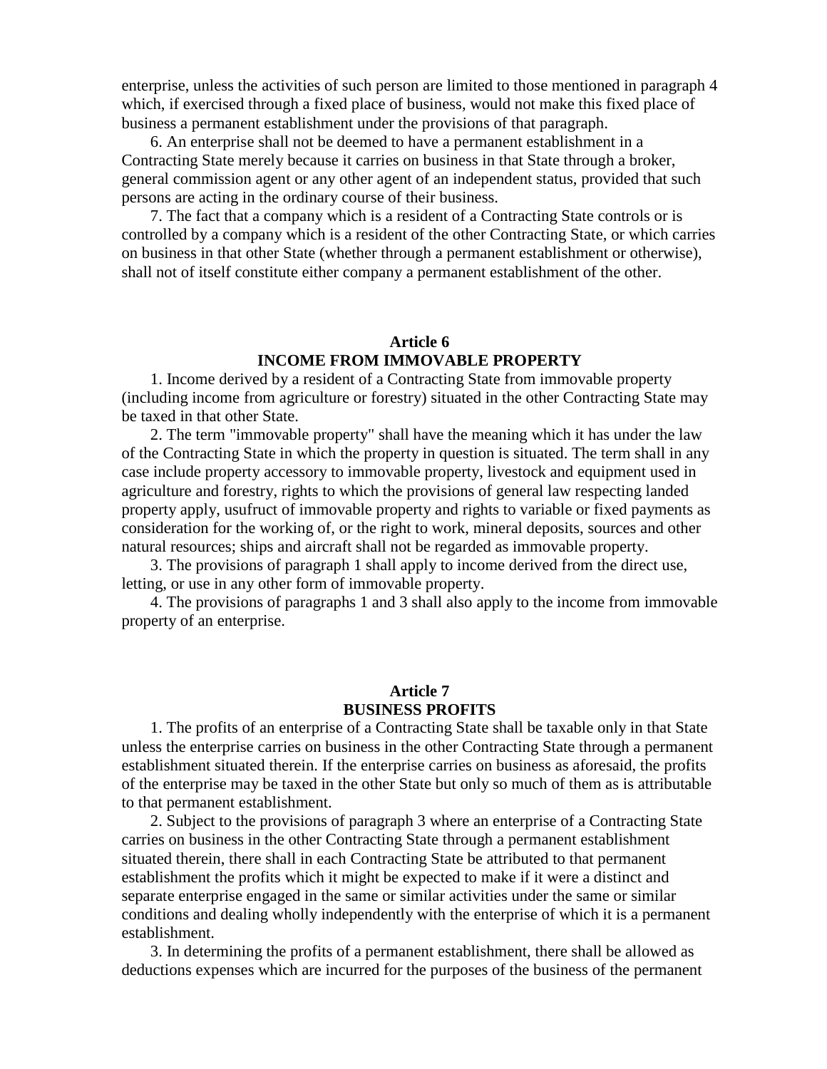enterprise, unless the activities of such person are limited to those mentioned in paragraph 4 which, if exercised through a fixed place of business, would not make this fixed place of business a permanent establishment under the provisions of that paragraph.

6. An enterprise shall not be deemed to have a permanent establishment in a Contracting State merely because it carries on business in that State through a broker, general commission agent or any other agent of an independent status, provided that such persons are acting in the ordinary course of their business.

7. The fact that a company which is a resident of a Contracting State controls or is controlled by a company which is a resident of the other Contracting State, or which carries on business in that other State (whether through a permanent establishment or otherwise), shall not of itself constitute either company a permanent establishment of the other.

## Article 6
## INCOME FROM IMMOVABLE PROPERTY

1. Income derived by a resident of a Contracting State from immovable property (including income from agriculture or forestry) situated in the other Contracting State may be taxed in that other State.

2. The term "immovable property" shall have the meaning which it has under the law of the Contracting State in which the property in question is situated. The term shall in any case include property accessory to immovable property, livestock and equipment used in agriculture and forestry, rights to which the provisions of general law respecting landed property apply, usufruct of immovable property and rights to variable or fixed payments as consideration for the working of, or the right to work, mineral deposits, sources and other natural resources; ships and aircraft shall not be regarded as immovable property.

3. The provisions of paragraph 1 shall apply to income derived from the direct use, letting, or use in any other form of immovable property.

4. The provisions of paragraphs 1 and 3 shall also apply to the income from immovable property of an enterprise.

## Article 7
## BUSINESS PROFITS

1. The profits of an enterprise of a Contracting State shall be taxable only in that State unless the enterprise carries on business in the other Contracting State through a permanent establishment situated therein. If the enterprise carries on business as aforesaid, the profits of the enterprise may be taxed in the other State but only so much of them as is attributable to that permanent establishment.

2. Subject to the provisions of paragraph 3 where an enterprise of a Contracting State carries on business in the other Contracting State through a permanent establishment situated therein, there shall in each Contracting State be attributed to that permanent establishment the profits which it might be expected to make if it were a distinct and separate enterprise engaged in the same or similar activities under the same or similar conditions and dealing wholly independently with the enterprise of which it is a permanent establishment.

3. In determining the profits of a permanent establishment, there shall be allowed as deductions expenses which are incurred for the purposes of the business of the permanent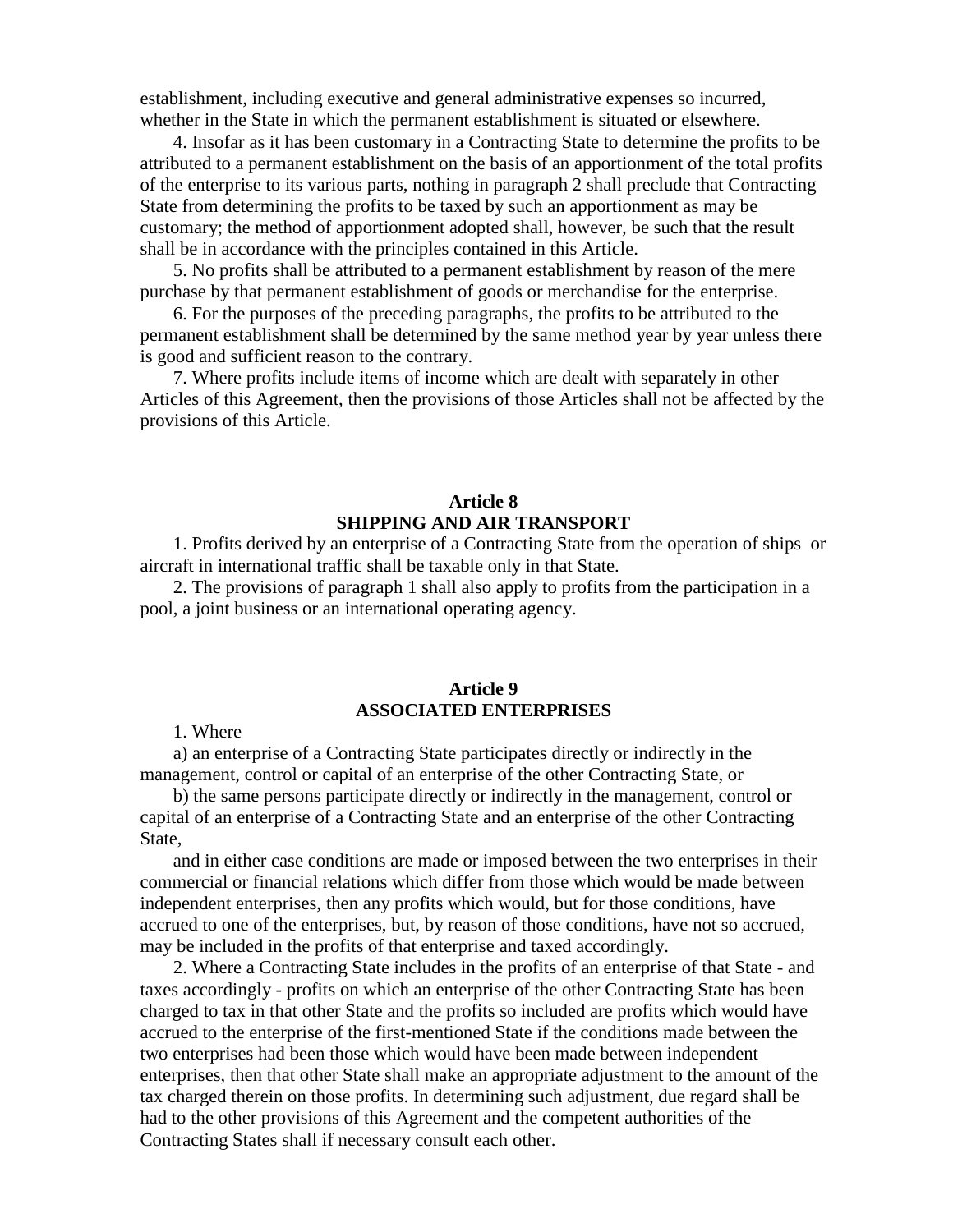establishment, including executive and general administrative expenses so incurred, whether in the State in which the permanent establishment is situated or elsewhere.

4. Insofar as it has been customary in a Contracting State to determine the profits to be attributed to a permanent establishment on the basis of an apportionment of the total profits of the enterprise to its various parts, nothing in paragraph 2 shall preclude that Contracting State from determining the profits to be taxed by such an apportionment as may be customary; the method of apportionment adopted shall, however, be such that the result shall be in accordance with the principles contained in this Article.

5. No profits shall be attributed to a permanent establishment by reason of the mere purchase by that permanent establishment of goods or merchandise for the enterprise.

6. For the purposes of the preceding paragraphs, the profits to be attributed to the permanent establishment shall be determined by the same method year by year unless there is good and sufficient reason to the contrary.

7. Where profits include items of income which are dealt with separately in other Articles of this Agreement, then the provisions of those Articles shall not be affected by the provisions of this Article.

## Article 8
## SHIPPING AND AIR TRANSPORT

1. Profits derived by an enterprise of a Contracting State from the operation of ships or aircraft in international traffic shall be taxable only in that State.

2. The provisions of paragraph 1 shall also apply to profits from the participation in a pool, a joint business or an international operating agency.

## Article 9
## ASSOCIATED ENTERPRISES

1. Where

a) an enterprise of a Contracting State participates directly or indirectly in the management, control or capital of an enterprise of the other Contracting State, or

b) the same persons participate directly or indirectly in the management, control or capital of an enterprise of a Contracting State and an enterprise of the other Contracting State,

and in either case conditions are made or imposed between the two enterprises in their commercial or financial relations which differ from those which would be made between independent enterprises, then any profits which would, but for those conditions, have accrued to one of the enterprises, but, by reason of those conditions, have not so accrued, may be included in the profits of that enterprise and taxed accordingly.

2. Where a Contracting State includes in the profits of an enterprise of that State - and taxes accordingly - profits on which an enterprise of the other Contracting State has been charged to tax in that other State and the profits so included are profits which would have accrued to the enterprise of the first-mentioned State if the conditions made between the two enterprises had been those which would have been made between independent enterprises, then that other State shall make an appropriate adjustment to the amount of the tax charged therein on those profits. In determining such adjustment, due regard shall be had to the other provisions of this Agreement and the competent authorities of the Contracting States shall if necessary consult each other.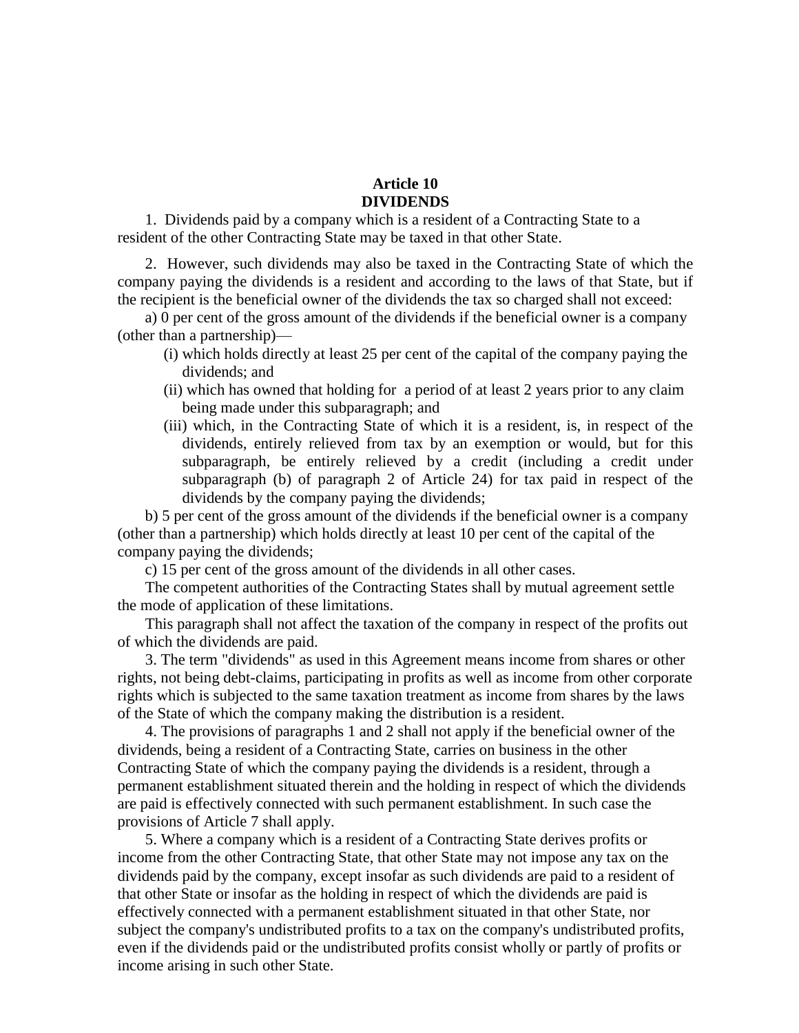## Article 10
## DIVIDENDS

1. Dividends paid by a company which is a resident of a Contracting State to a resident of the other Contracting State may be taxed in that other State.

2. However, such dividends may also be taxed in the Contracting State of which the company paying the dividends is a resident and according to the laws of that State, but if the recipient is the beneficial owner of the dividends the tax so charged shall not exceed:

a) 0 per cent of the gross amount of the dividends if the beneficial owner is a company (other than a partnership)—

(i) which holds directly at least 25 per cent of the capital of the company paying the dividends; and

(ii) which has owned that holding for a period of at least 2 years prior to any claim being made under this subparagraph; and

(iii) which, in the Contracting State of which it is a resident, is, in respect of the dividends, entirely relieved from tax by an exemption or would, but for this subparagraph, be entirely relieved by a credit (including a credit under subparagraph (b) of paragraph 2 of Article 24) for tax paid in respect of the dividends by the company paying the dividends;

b) 5 per cent of the gross amount of the dividends if the beneficial owner is a company (other than a partnership) which holds directly at least 10 per cent of the capital of the company paying the dividends;

c) 15 per cent of the gross amount of the dividends in all other cases.

The competent authorities of the Contracting States shall by mutual agreement settle the mode of application of these limitations.

This paragraph shall not affect the taxation of the company in respect of the profits out of which the dividends are paid.

3. The term "dividends" as used in this Agreement means income from shares or other rights, not being debt-claims, participating in profits as well as income from other corporate rights which is subjected to the same taxation treatment as income from shares by the laws of the State of which the company making the distribution is a resident.

4. The provisions of paragraphs 1 and 2 shall not apply if the beneficial owner of the dividends, being a resident of a Contracting State, carries on business in the other Contracting State of which the company paying the dividends is a resident, through a permanent establishment situated therein and the holding in respect of which the dividends are paid is effectively connected with such permanent establishment. In such case the provisions of Article 7 shall apply.

5. Where a company which is a resident of a Contracting State derives profits or income from the other Contracting State, that other State may not impose any tax on the dividends paid by the company, except insofar as such dividends are paid to a resident of that other State or insofar as the holding in respect of which the dividends are paid is effectively connected with a permanent establishment situated in that other State, nor subject the company's undistributed profits to a tax on the company's undistributed profits, even if the dividends paid or the undistributed profits consist wholly or partly of profits or income arising in such other State.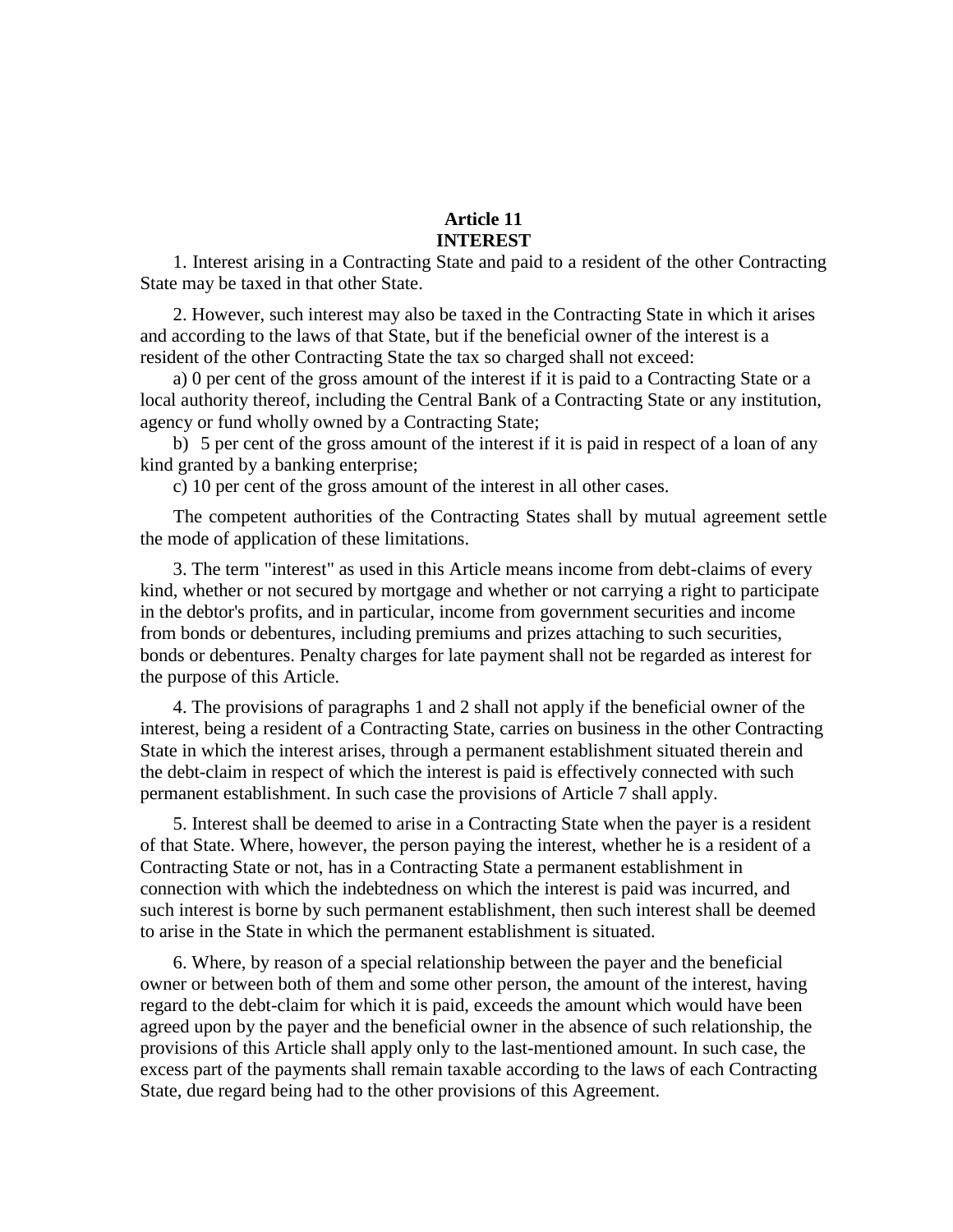## Article 11
## INTEREST

1. Interest arising in a Contracting State and paid to a resident of the other Contracting State may be taxed in that other State.

2. However, such interest may also be taxed in the Contracting State in which it arises and according to the laws of that State, but if the beneficial owner of the interest is a resident of the other Contracting State the tax so charged shall not exceed:

a) 0 per cent of the gross amount of the interest if it is paid to a Contracting State or a local authority thereof, including the Central Bank of a Contracting State or any institution, agency or fund wholly owned by a Contracting State;

b) 5 per cent of the gross amount of the interest if it is paid in respect of a loan of any kind granted by a banking enterprise;

c) 10 per cent of the gross amount of the interest in all other cases.

The competent authorities of the Contracting States shall by mutual agreement settle the mode of application of these limitations.

3. The term "interest" as used in this Article means income from debt-claims of every kind, whether or not secured by mortgage and whether or not carrying a right to participate in the debtor's profits, and in particular, income from government securities and income from bonds or debentures, including premiums and prizes attaching to such securities, bonds or debentures. Penalty charges for late payment shall not be regarded as interest for the purpose of this Article.

4. The provisions of paragraphs 1 and 2 shall not apply if the beneficial owner of the interest, being a resident of a Contracting State, carries on business in the other Contracting State in which the interest arises, through a permanent establishment situated therein and the debt-claim in respect of which the interest is paid is effectively connected with such permanent establishment. In such case the provisions of Article 7 shall apply.

5. Interest shall be deemed to arise in a Contracting State when the payer is a resident of that State. Where, however, the person paying the interest, whether he is a resident of a Contracting State or not, has in a Contracting State a permanent establishment in connection with which the indebtedness on which the interest is paid was incurred, and such interest is borne by such permanent establishment, then such interest shall be deemed to arise in the State in which the permanent establishment is situated.

6. Where, by reason of a special relationship between the payer and the beneficial owner or between both of them and some other person, the amount of the interest, having regard to the debt-claim for which it is paid, exceeds the amount which would have been agreed upon by the payer and the beneficial owner in the absence of such relationship, the provisions of this Article shall apply only to the last-mentioned amount. In such case, the excess part of the payments shall remain taxable according to the laws of each Contracting State, due regard being had to the other provisions of this Agreement.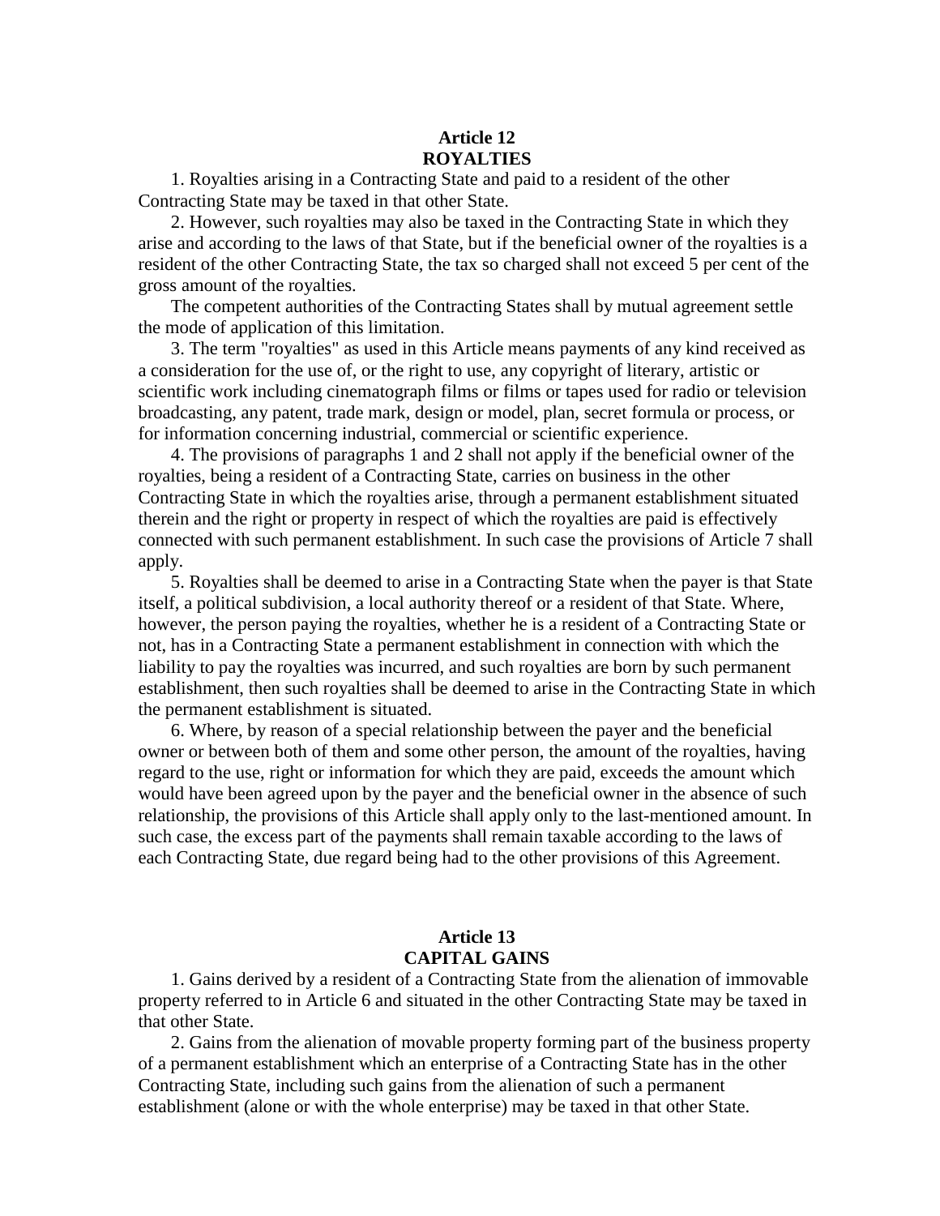## Article 12
## ROYALTIES

1. Royalties arising in a Contracting State and paid to a resident of the other Contracting State may be taxed in that other State.

2. However, such royalties may also be taxed in the Contracting State in which they arise and according to the laws of that State, but if the beneficial owner of the royalties is a resident of the other Contracting State, the tax so charged shall not exceed 5 per cent of the gross amount of the royalties.

The competent authorities of the Contracting States shall by mutual agreement settle the mode of application of this limitation.

3. The term "royalties" as used in this Article means payments of any kind received as a consideration for the use of, or the right to use, any copyright of literary, artistic or scientific work including cinematograph films or films or tapes used for radio or television broadcasting, any patent, trade mark, design or model, plan, secret formula or process, or for information concerning industrial, commercial or scientific experience.

4. The provisions of paragraphs 1 and 2 shall not apply if the beneficial owner of the royalties, being a resident of a Contracting State, carries on business in the other Contracting State in which the royalties arise, through a permanent establishment situated therein and the right or property in respect of which the royalties are paid is effectively connected with such permanent establishment. In such case the provisions of Article 7 shall apply.

5. Royalties shall be deemed to arise in a Contracting State when the payer is that State itself, a political subdivision, a local authority thereof or a resident of that State. Where, however, the person paying the royalties, whether he is a resident of a Contracting State or not, has in a Contracting State a permanent establishment in connection with which the liability to pay the royalties was incurred, and such royalties are born by such permanent establishment, then such royalties shall be deemed to arise in the Contracting State in which the permanent establishment is situated.

6. Where, by reason of a special relationship between the payer and the beneficial owner or between both of them and some other person, the amount of the royalties, having regard to the use, right or information for which they are paid, exceeds the amount which would have been agreed upon by the payer and the beneficial owner in the absence of such relationship, the provisions of this Article shall apply only to the last-mentioned amount. In such case, the excess part of the payments shall remain taxable according to the laws of each Contracting State, due regard being had to the other provisions of this Agreement.

## Article 13
## CAPITAL GAINS

1. Gains derived by a resident of a Contracting State from the alienation of immovable property referred to in Article 6 and situated in the other Contracting State may be taxed in that other State.

2. Gains from the alienation of movable property forming part of the business property of a permanent establishment which an enterprise of a Contracting State has in the other Contracting State, including such gains from the alienation of such a permanent establishment (alone or with the whole enterprise) may be taxed in that other State.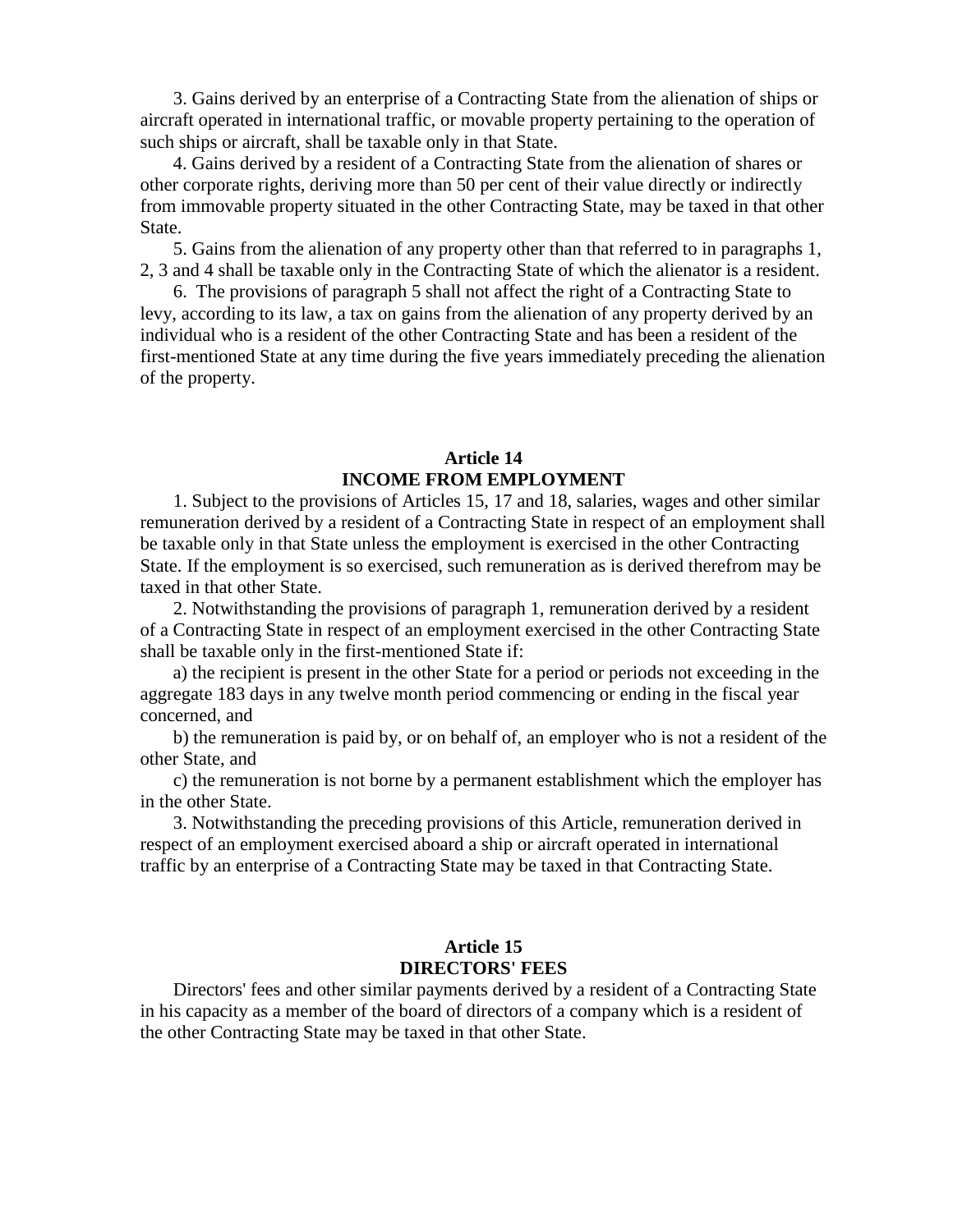3. Gains derived by an enterprise of a Contracting State from the alienation of ships or aircraft operated in international traffic, or movable property pertaining to the operation of such ships or aircraft, shall be taxable only in that State.

4. Gains derived by a resident of a Contracting State from the alienation of shares or other corporate rights, deriving more than 50 per cent of their value directly or indirectly from immovable property situated in the other Contracting State, may be taxed in that other State.

5. Gains from the alienation of any property other than that referred to in paragraphs 1, 2, 3 and 4 shall be taxable only in the Contracting State of which the alienator is a resident.

6. The provisions of paragraph 5 shall not affect the right of a Contracting State to levy, according to its law, a tax on gains from the alienation of any property derived by an individual who is a resident of the other Contracting State and has been a resident of the first-mentioned State at any time during the five years immediately preceding the alienation of the property.

## Article 14
## INCOME FROM EMPLOYMENT

1. Subject to the provisions of Articles 15, 17 and 18, salaries, wages and other similar remuneration derived by a resident of a Contracting State in respect of an employment shall be taxable only in that State unless the employment is exercised in the other Contracting State. If the employment is so exercised, such remuneration as is derived therefrom may be taxed in that other State.

2. Notwithstanding the provisions of paragraph 1, remuneration derived by a resident of a Contracting State in respect of an employment exercised in the other Contracting State shall be taxable only in the first-mentioned State if:

a) the recipient is present in the other State for a period or periods not exceeding in the aggregate 183 days in any twelve month period commencing or ending in the fiscal year concerned, and

b) the remuneration is paid by, or on behalf of, an employer who is not a resident of the other State, and

c) the remuneration is not borne by a permanent establishment which the employer has in the other State.

3. Notwithstanding the preceding provisions of this Article, remuneration derived in respect of an employment exercised aboard a ship or aircraft operated in international traffic by an enterprise of a Contracting State may be taxed in that Contracting State.

## Article 15
## DIRECTORS' FEES

Directors' fees and other similar payments derived by a resident of a Contracting State in his capacity as a member of the board of directors of a company which is a resident of the other Contracting State may be taxed in that other State.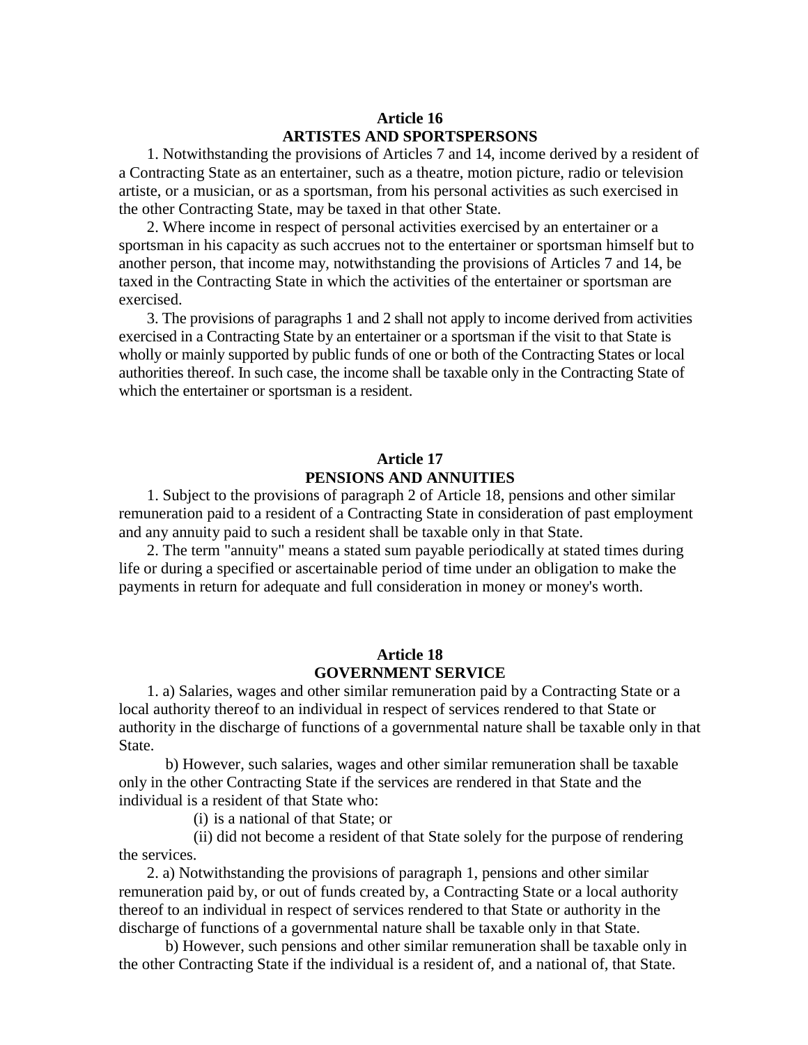## Article 16
## ARTISTES AND SPORTSPERSONS

1. Notwithstanding the provisions of Articles 7 and 14, income derived by a resident of a Contracting State as an entertainer, such as a theatre, motion picture, radio or television artiste, or a musician, or as a sportsman, from his personal activities as such exercised in the other Contracting State, may be taxed in that other State.

2. Where income in respect of personal activities exercised by an entertainer or a sportsman in his capacity as such accrues not to the entertainer or sportsman himself but to another person, that income may, notwithstanding the provisions of Articles 7 and 14, be taxed in the Contracting State in which the activities of the entertainer or sportsman are exercised.

3. The provisions of paragraphs 1 and 2 shall not apply to income derived from activities exercised in a Contracting State by an entertainer or a sportsman if the visit to that State is wholly or mainly supported by public funds of one or both of the Contracting States or local authorities thereof. In such case, the income shall be taxable only in the Contracting State of which the entertainer or sportsman is a resident.

## Article 17
## PENSIONS AND ANNUITIES

1. Subject to the provisions of paragraph 2 of Article 18, pensions and other similar remuneration paid to a resident of a Contracting State in consideration of past employment and any annuity paid to such a resident shall be taxable only in that State.

2. The term "annuity" means a stated sum payable periodically at stated times during life or during a specified or ascertainable period of time under an obligation to make the payments in return for adequate and full consideration in money or money's worth.

## Article 18
## GOVERNMENT SERVICE

1. a) Salaries, wages and other similar remuneration paid by a Contracting State or a local authority thereof to an individual in respect of services rendered to that State or authority in the discharge of functions of a governmental nature shall be taxable only in that State.

b) However, such salaries, wages and other similar remuneration shall be taxable only in the other Contracting State if the services are rendered in that State and the individual is a resident of that State who:

(i) is a national of that State; or

(ii) did not become a resident of that State solely for the purpose of rendering the services.

2. a) Notwithstanding the provisions of paragraph 1, pensions and other similar remuneration paid by, or out of funds created by, a Contracting State or a local authority thereof to an individual in respect of services rendered to that State or authority in the discharge of functions of a governmental nature shall be taxable only in that State.

b) However, such pensions and other similar remuneration shall be taxable only in the other Contracting State if the individual is a resident of, and a national of, that State.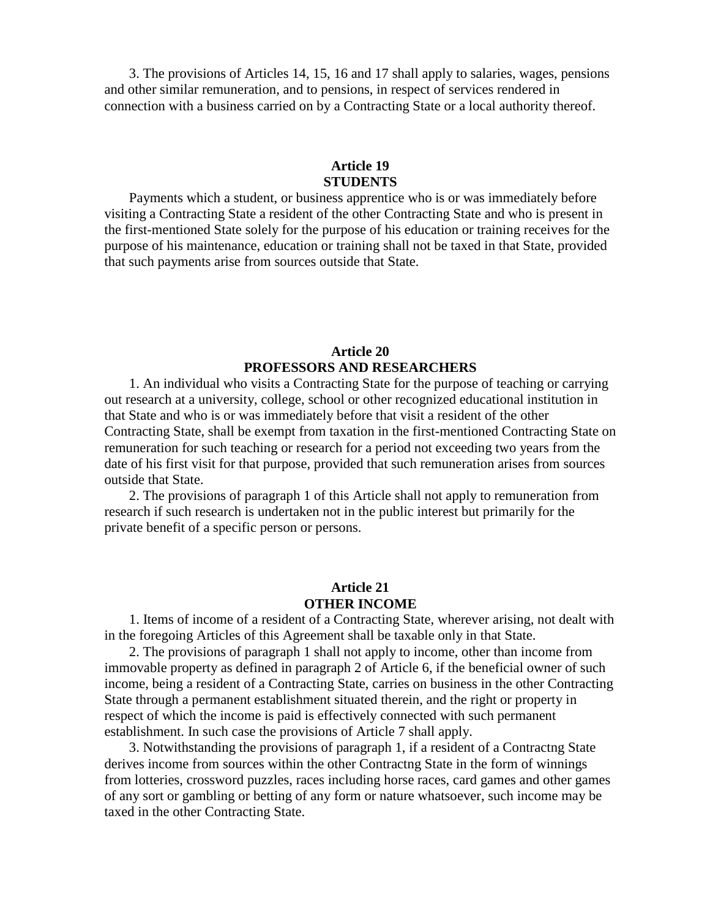3. The provisions of Articles 14, 15, 16 and 17 shall apply to salaries, wages, pensions and other similar remuneration, and to pensions, in respect of services rendered in connection with a business carried on by a Contracting State or a local authority thereof.

## Article 19
## STUDENTS

Payments which a student, or business apprentice who is or was immediately before visiting a Contracting State a resident of the other Contracting State and who is present in the first-mentioned State solely for the purpose of his education or training receives for the purpose of his maintenance, education or training shall not be taxed in that State, provided that such payments arise from sources outside that State.

## Article 20
## PROFESSORS AND RESEARCHERS

1. An individual who visits a Contracting State for the purpose of teaching or carrying out research at a university, college, school or other recognized educational institution in that State and who is or was immediately before that visit a resident of the other Contracting State, shall be exempt from taxation in the first-mentioned Contracting State on remuneration for such teaching or research for a period not exceeding two years from the date of his first visit for that purpose, provided that such remuneration arises from sources outside that State.

2. The provisions of paragraph 1 of this Article shall not apply to remuneration from research if such research is undertaken not in the public interest but primarily for the private benefit of a specific person or persons.

## Article 21
## OTHER INCOME

1. Items of income of a resident of a Contracting State, wherever arising, not dealt with in the foregoing Articles of this Agreement shall be taxable only in that State.

2. The provisions of paragraph 1 shall not apply to income, other than income from immovable property as defined in paragraph 2 of Article 6, if the beneficial owner of such income, being a resident of a Contracting State, carries on business in the other Contracting State through a permanent establishment situated therein, and the right or property in respect of which the income is paid is effectively connected with such permanent establishment. In such case the provisions of Article 7 shall apply.

3. Notwithstanding the provisions of paragraph 1, if a resident of a Contractng State derives income from sources within the other Contractng State in the form of winnings from lotteries, crossword puzzles, races including horse races, card games and other games of any sort or gambling or betting of any form or nature whatsoever, such income may be taxed in the other Contracting State.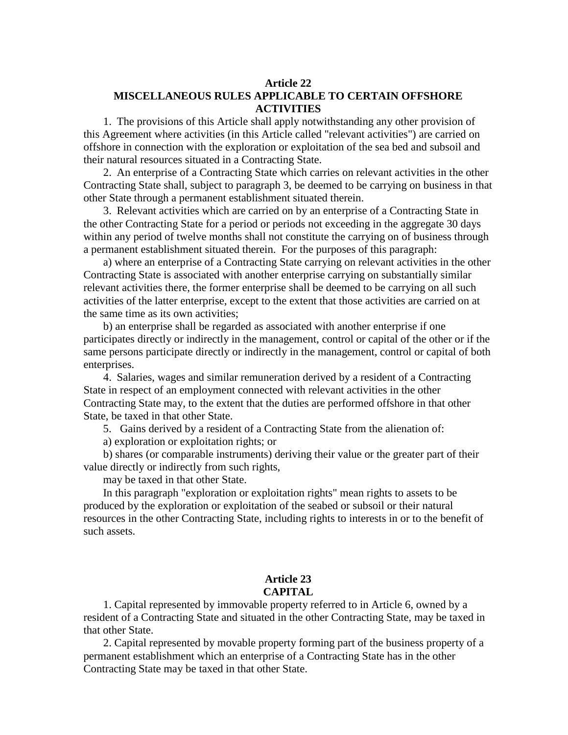## Article 22
## MISCELLANEOUS RULES APPLICABLE TO CERTAIN OFFSHORE ACTIVITIES

1. The provisions of this Article shall apply notwithstanding any other provision of this Agreement where activities (in this Article called "relevant activities") are carried on offshore in connection with the exploration or exploitation of the sea bed and subsoil and their natural resources situated in a Contracting State.

2. An enterprise of a Contracting State which carries on relevant activities in the other Contracting State shall, subject to paragraph 3, be deemed to be carrying on business in that other State through a permanent establishment situated therein.

3. Relevant activities which are carried on by an enterprise of a Contracting State in the other Contracting State for a period or periods not exceeding in the aggregate 30 days within any period of twelve months shall not constitute the carrying on of business through a permanent establishment situated therein. For the purposes of this paragraph:

a) where an enterprise of a Contracting State carrying on relevant activities in the other Contracting State is associated with another enterprise carrying on substantially similar relevant activities there, the former enterprise shall be deemed to be carrying on all such activities of the latter enterprise, except to the extent that those activities are carried on at the same time as its own activities;

b) an enterprise shall be regarded as associated with another enterprise if one participates directly or indirectly in the management, control or capital of the other or if the same persons participate directly or indirectly in the management, control or capital of both enterprises.

4. Salaries, wages and similar remuneration derived by a resident of a Contracting State in respect of an employment connected with relevant activities in the other Contracting State may, to the extent that the duties are performed offshore in that other State, be taxed in that other State.

5. Gains derived by a resident of a Contracting State from the alienation of:

a) exploration or exploitation rights; or

b) shares (or comparable instruments) deriving their value or the greater part of their value directly or indirectly from such rights,

may be taxed in that other State.

In this paragraph "exploration or exploitation rights" mean rights to assets to be produced by the exploration or exploitation of the seabed or subsoil or their natural resources in the other Contracting State, including rights to interests in or to the benefit of such assets.

## Article 23
## CAPITAL

1. Capital represented by immovable property referred to in Article 6, owned by a resident of a Contracting State and situated in the other Contracting State, may be taxed in that other State.

2. Capital represented by movable property forming part of the business property of a permanent establishment which an enterprise of a Contracting State has in the other Contracting State may be taxed in that other State.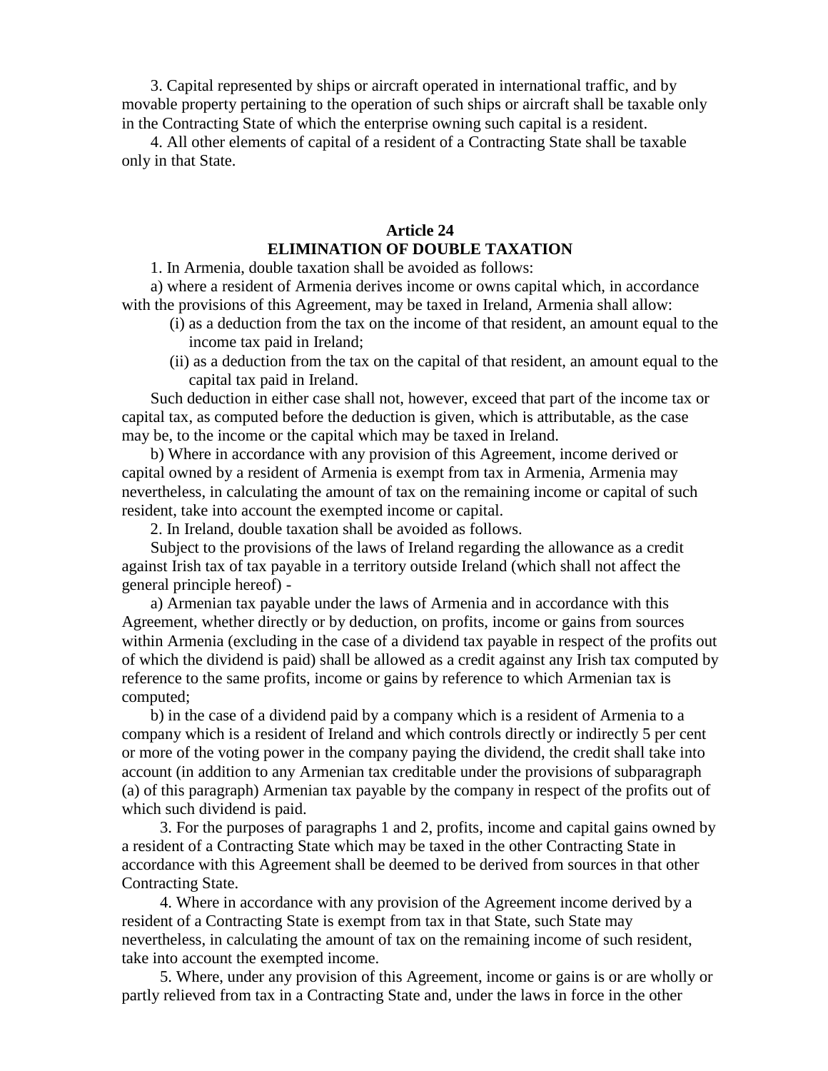3. Capital represented by ships or aircraft operated in international traffic, and by movable property pertaining to the operation of such ships or aircraft shall be taxable only in the Contracting State of which the enterprise owning such capital is a resident.

4. All other elements of capital of a resident of a Contracting State shall be taxable only in that State.

## Article 24
## ELIMINATION OF DOUBLE TAXATION

1. In Armenia, double taxation shall be avoided as follows:

a) where a resident of Armenia derives income or owns capital which, in accordance with the provisions of this Agreement, may be taxed in Ireland, Armenia shall allow:

(i) as a deduction from the tax on the income of that resident, an amount equal to the income tax paid in Ireland;

(ii) as a deduction from the tax on the capital of that resident, an amount equal to the capital tax paid in Ireland.

Such deduction in either case shall not, however, exceed that part of the income tax or capital tax, as computed before the deduction is given, which is attributable, as the case may be, to the income or the capital which may be taxed in Ireland.

b) Where in accordance with any provision of this Agreement, income derived or capital owned by a resident of Armenia is exempt from tax in Armenia, Armenia may nevertheless, in calculating the amount of tax on the remaining income or capital of such resident, take into account the exempted income or capital.

2. In Ireland, double taxation shall be avoided as follows.

Subject to the provisions of the laws of Ireland regarding the allowance as a credit against Irish tax of tax payable in a territory outside Ireland (which shall not affect the general principle hereof) -

a) Armenian tax payable under the laws of Armenia and in accordance with this Agreement, whether directly or by deduction, on profits, income or gains from sources within Armenia (excluding in the case of a dividend tax payable in respect of the profits out of which the dividend is paid) shall be allowed as a credit against any Irish tax computed by reference to the same profits, income or gains by reference to which Armenian tax is computed;

b) in the case of a dividend paid by a company which is a resident of Armenia to a company which is a resident of Ireland and which controls directly or indirectly 5 per cent or more of the voting power in the company paying the dividend, the credit shall take into account (in addition to any Armenian tax creditable under the provisions of subparagraph (a) of this paragraph) Armenian tax payable by the company in respect of the profits out of which such dividend is paid.

3. For the purposes of paragraphs 1 and 2, profits, income and capital gains owned by a resident of a Contracting State which may be taxed in the other Contracting State in accordance with this Agreement shall be deemed to be derived from sources in that other Contracting State.

4. Where in accordance with any provision of the Agreement income derived by a resident of a Contracting State is exempt from tax in that State, such State may nevertheless, in calculating the amount of tax on the remaining income of such resident, take into account the exempted income.

5. Where, under any provision of this Agreement, income or gains is or are wholly or partly relieved from tax in a Contracting State and, under the laws in force in the other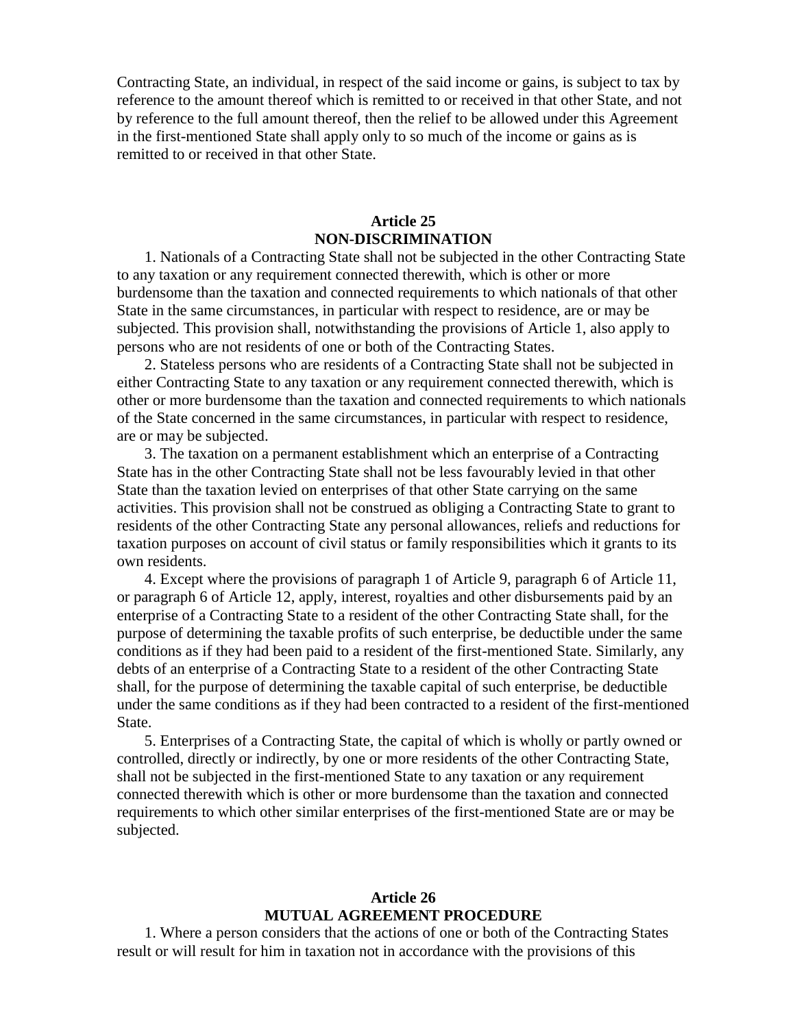Contracting State, an individual, in respect of the said income or gains, is subject to tax by reference to the amount thereof which is remitted to or received in that other State, and not by reference to the full amount thereof, then the relief to be allowed under this Agreement in the first-mentioned State shall apply only to so much of the income or gains as is remitted to or received in that other State.

## Article 25
## NON-DISCRIMINATION

1. Nationals of a Contracting State shall not be subjected in the other Contracting State to any taxation or any requirement connected therewith, which is other or more burdensome than the taxation and connected requirements to which nationals of that other State in the same circumstances, in particular with respect to residence, are or may be subjected. This provision shall, notwithstanding the provisions of Article 1, also apply to persons who are not residents of one or both of the Contracting States.

2. Stateless persons who are residents of a Contracting State shall not be subjected in either Contracting State to any taxation or any requirement connected therewith, which is other or more burdensome than the taxation and connected requirements to which nationals of the State concerned in the same circumstances, in particular with respect to residence, are or may be subjected.

3. The taxation on a permanent establishment which an enterprise of a Contracting State has in the other Contracting State shall not be less favourably levied in that other State than the taxation levied on enterprises of that other State carrying on the same activities. This provision shall not be construed as obliging a Contracting State to grant to residents of the other Contracting State any personal allowances, reliefs and reductions for taxation purposes on account of civil status or family responsibilities which it grants to its own residents.

4. Except where the provisions of paragraph 1 of Article 9, paragraph 6 of Article 11, or paragraph 6 of Article 12, apply, interest, royalties and other disbursements paid by an enterprise of a Contracting State to a resident of the other Contracting State shall, for the purpose of determining the taxable profits of such enterprise, be deductible under the same conditions as if they had been paid to a resident of the first-mentioned State. Similarly, any debts of an enterprise of a Contracting State to a resident of the other Contracting State shall, for the purpose of determining the taxable capital of such enterprise, be deductible under the same conditions as if they had been contracted to a resident of the first-mentioned State.

5. Enterprises of a Contracting State, the capital of which is wholly or partly owned or controlled, directly or indirectly, by one or more residents of the other Contracting State, shall not be subjected in the first-mentioned State to any taxation or any requirement connected therewith which is other or more burdensome than the taxation and connected requirements to which other similar enterprises of the first-mentioned State are or may be subjected.

## Article 26
## MUTUAL AGREEMENT PROCEDURE

1. Where a person considers that the actions of one or both of the Contracting States result or will result for him in taxation not in accordance with the provisions of this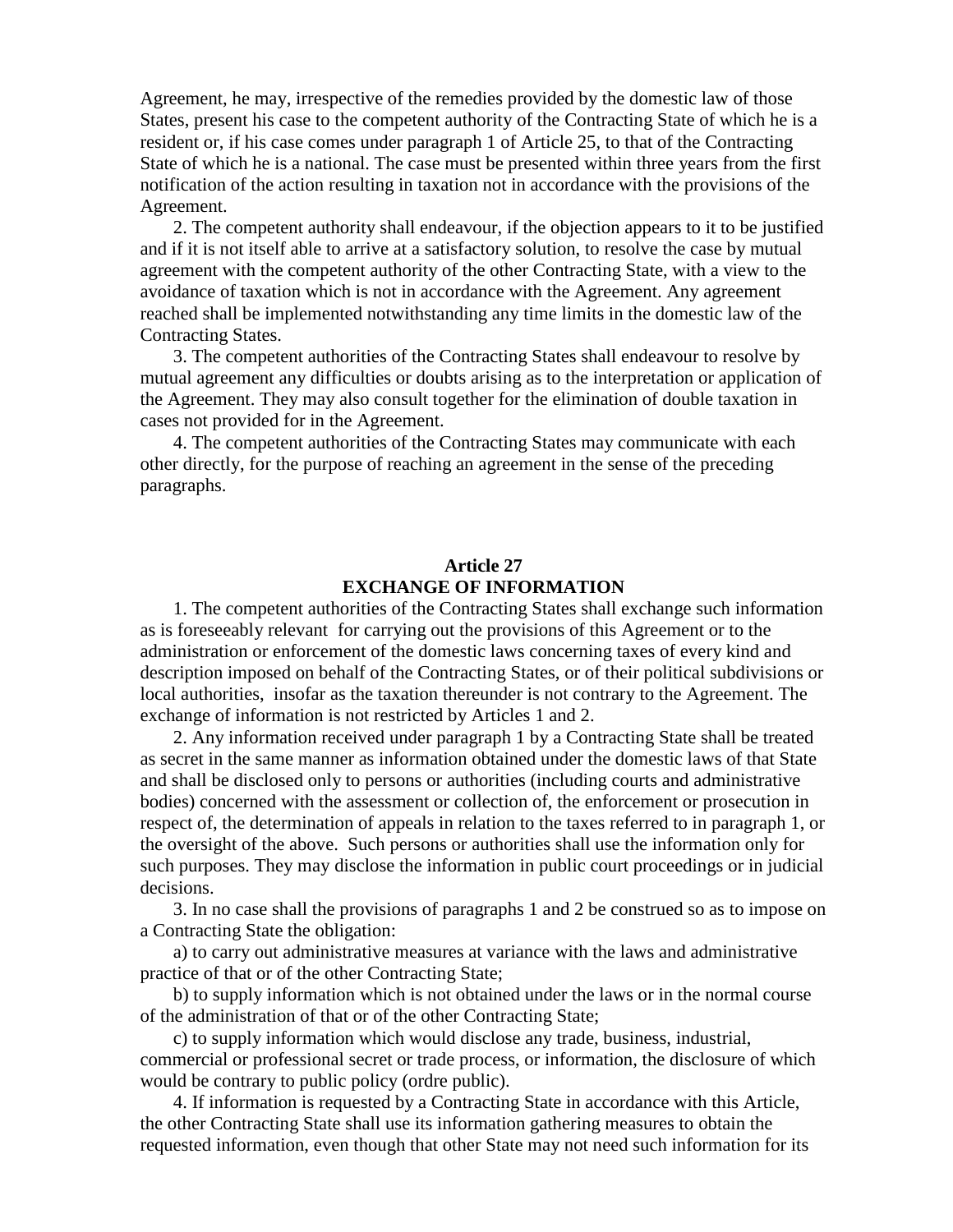Agreement, he may, irrespective of the remedies provided by the domestic law of those States, present his case to the competent authority of the Contracting State of which he is a resident or, if his case comes under paragraph 1 of Article 25, to that of the Contracting State of which he is a national. The case must be presented within three years from the first notification of the action resulting in taxation not in accordance with the provisions of the Agreement.

2. The competent authority shall endeavour, if the objection appears to it to be justified and if it is not itself able to arrive at a satisfactory solution, to resolve the case by mutual agreement with the competent authority of the other Contracting State, with a view to the avoidance of taxation which is not in accordance with the Agreement. Any agreement reached shall be implemented notwithstanding any time limits in the domestic law of the Contracting States.

3. The competent authorities of the Contracting States shall endeavour to resolve by mutual agreement any difficulties or doubts arising as to the interpretation or application of the Agreement. They may also consult together for the elimination of double taxation in cases not provided for in the Agreement.

4. The competent authorities of the Contracting States may communicate with each other directly, for the purpose of reaching an agreement in the sense of the preceding paragraphs.

## Article 27
## EXCHANGE OF INFORMATION

1. The competent authorities of the Contracting States shall exchange such information as is foreseeably relevant for carrying out the provisions of this Agreement or to the administration or enforcement of the domestic laws concerning taxes of every kind and description imposed on behalf of the Contracting States, or of their political subdivisions or local authorities, insofar as the taxation thereunder is not contrary to the Agreement. The exchange of information is not restricted by Articles 1 and 2.

2. Any information received under paragraph 1 by a Contracting State shall be treated as secret in the same manner as information obtained under the domestic laws of that State and shall be disclosed only to persons or authorities (including courts and administrative bodies) concerned with the assessment or collection of, the enforcement or prosecution in respect of, the determination of appeals in relation to the taxes referred to in paragraph 1, or the oversight of the above. Such persons or authorities shall use the information only for such purposes. They may disclose the information in public court proceedings or in judicial decisions.

3. In no case shall the provisions of paragraphs 1 and 2 be construed so as to impose on a Contracting State the obligation:

a) to carry out administrative measures at variance with the laws and administrative practice of that or of the other Contracting State;

b) to supply information which is not obtained under the laws or in the normal course of the administration of that or of the other Contracting State;

c) to supply information which would disclose any trade, business, industrial, commercial or professional secret or trade process, or information, the disclosure of which would be contrary to public policy (ordre public).

4. If information is requested by a Contracting State in accordance with this Article, the other Contracting State shall use its information gathering measures to obtain the requested information, even though that other State may not need such information for its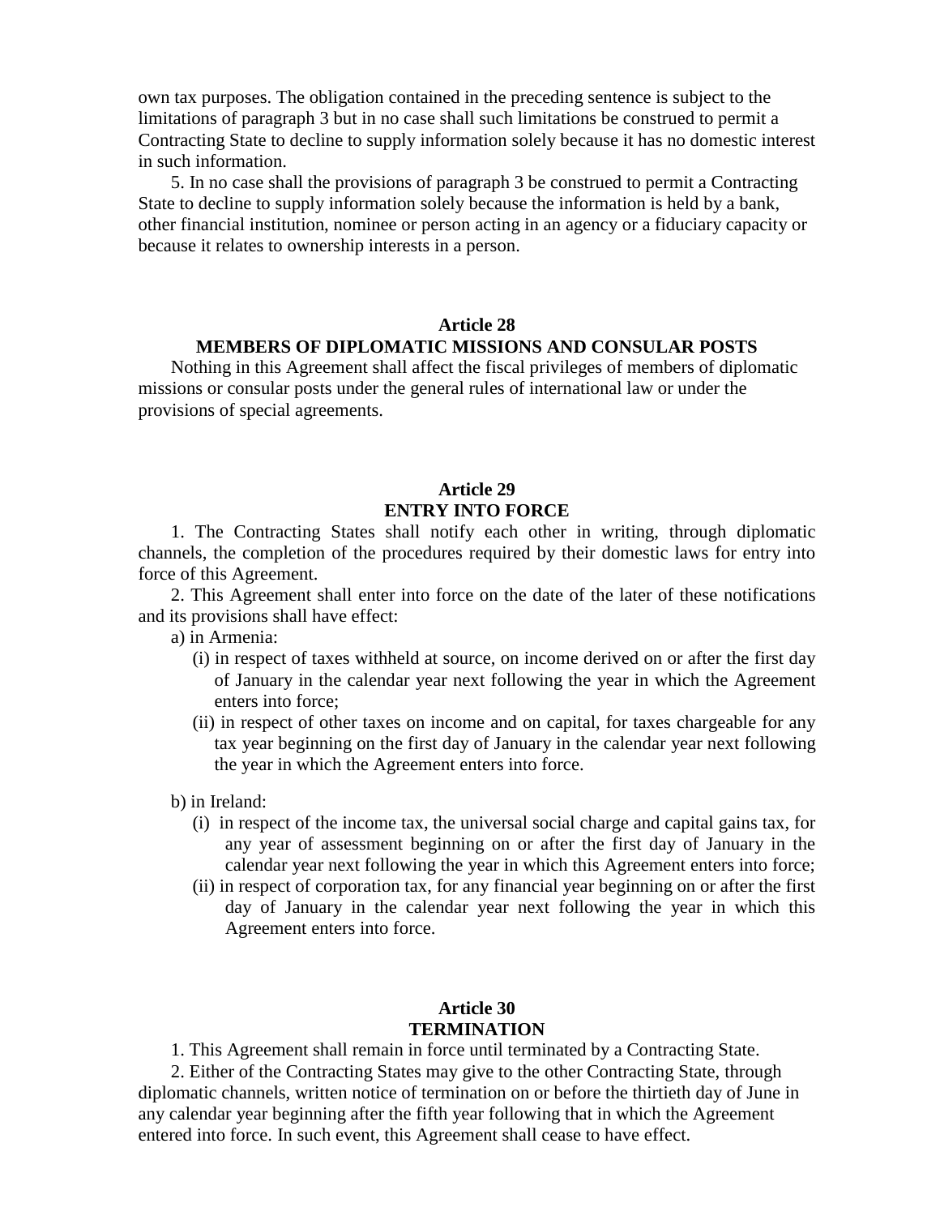own tax purposes. The obligation contained in the preceding sentence is subject to the limitations of paragraph 3 but in no case shall such limitations be construed to permit a Contracting State to decline to supply information solely because it has no domestic interest in such information.

5. In no case shall the provisions of paragraph 3 be construed to permit a Contracting State to decline to supply information solely because the information is held by a bank, other financial institution, nominee or person acting in an agency or a fiduciary capacity or because it relates to ownership interests in a person.

## Article 28
## MEMBERS OF DIPLOMATIC MISSIONS AND CONSULAR POSTS

Nothing in this Agreement shall affect the fiscal privileges of members of diplomatic missions or consular posts under the general rules of international law or under the provisions of special agreements.

## Article 29
## ENTRY INTO FORCE

1. The Contracting States shall notify each other in writing, through diplomatic channels, the completion of the procedures required by their domestic laws for entry into force of this Agreement.

2. This Agreement shall enter into force on the date of the later of these notifications and its provisions shall have effect:

a) in Armenia:

(i) in respect of taxes withheld at source, on income derived on or after the first day of January in the calendar year next following the year in which the Agreement enters into force;

(ii) in respect of other taxes on income and on capital, for taxes chargeable for any tax year beginning on the first day of January in the calendar year next following the year in which the Agreement enters into force.

b) in Ireland:

(i) in respect of the income tax, the universal social charge and capital gains tax, for any year of assessment beginning on or after the first day of January in the calendar year next following the year in which this Agreement enters into force;

(ii) in respect of corporation tax, for any financial year beginning on or after the first day of January in the calendar year next following the year in which this Agreement enters into force.

## Article 30
## TERMINATION

1. This Agreement shall remain in force until terminated by a Contracting State.

2. Either of the Contracting States may give to the other Contracting State, through diplomatic channels, written notice of termination on or before the thirtieth day of June in any calendar year beginning after the fifth year following that in which the Agreement entered into force. In such event, this Agreement shall cease to have effect.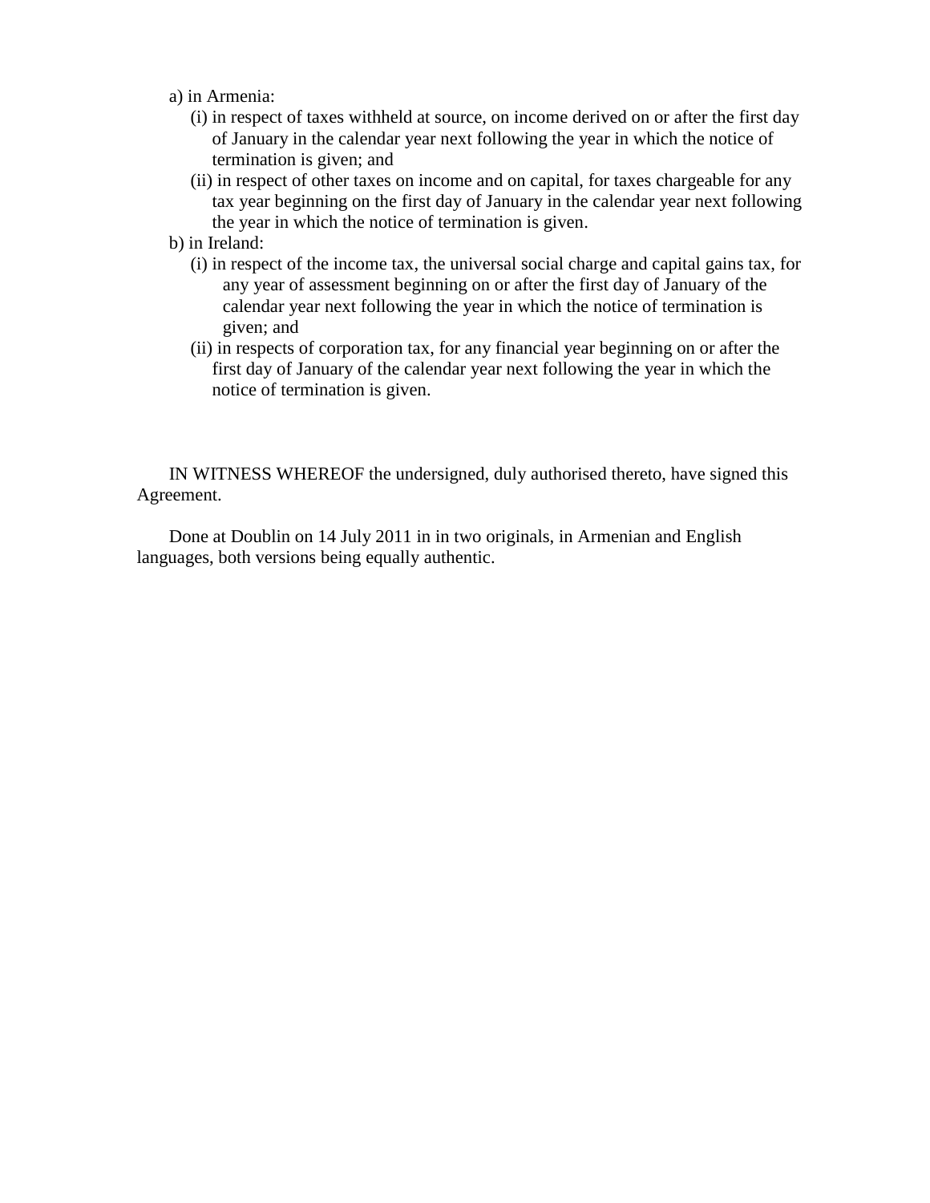a) in Armenia:

(i) in respect of taxes withheld at source, on income derived on or after the first day of January in the calendar year next following the year in which the notice of termination is given; and

(ii) in respect of other taxes on income and on capital, for taxes chargeable for any tax year beginning on the first day of January in the calendar year next following the year in which the notice of termination is given.

b) in Ireland:

(i) in respect of the income tax, the universal social charge and capital gains tax, for any year of assessment beginning on or after the first day of January of the calendar year next following the year in which the notice of termination is given; and

(ii) in respects of corporation tax, for any financial year beginning on or after the first day of January of the calendar year next following the year in which the notice of termination is given.

IN WITNESS WHEREOF the undersigned, duly authorised thereto, have signed this Agreement.

Done at Doublin on 14 July 2011 in in two originals, in Armenian and English languages, both versions being equally authentic.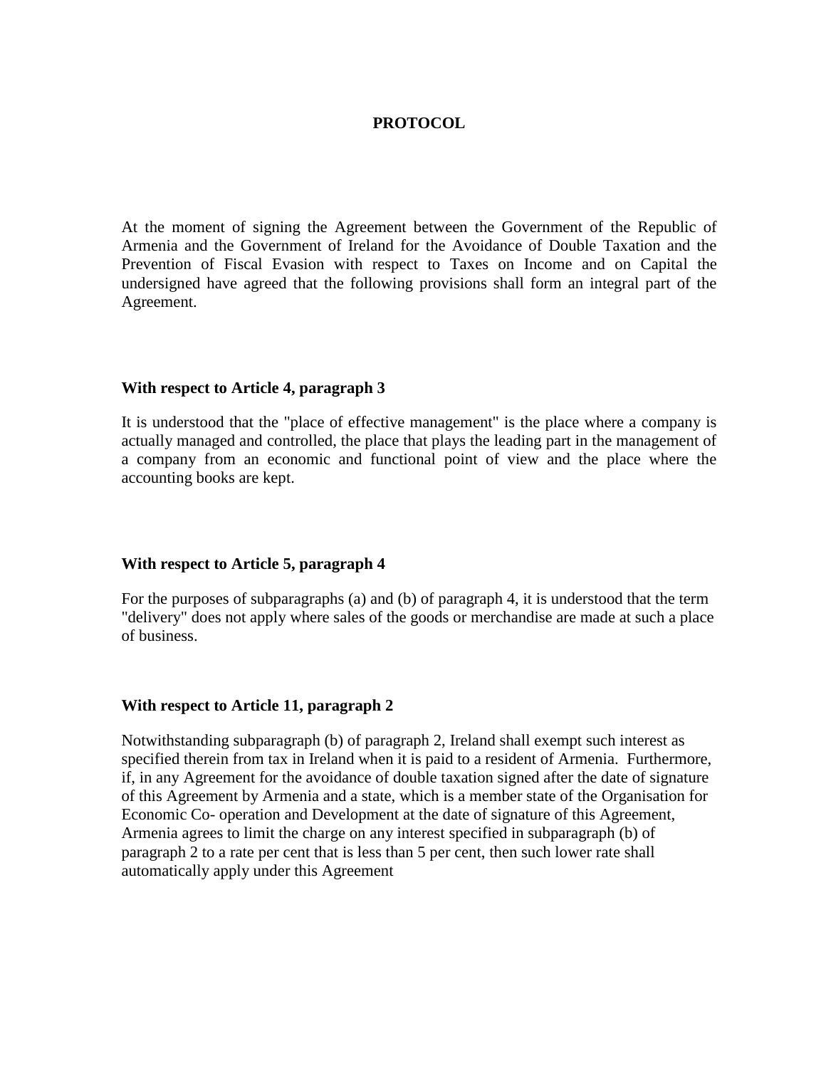# PROTOCOL

At the moment of signing the Agreement between the Government of the Republic of Armenia and the Government of Ireland for the Avoidance of Double Taxation and the Prevention of Fiscal Evasion with respect to Taxes on Income and on Capital the undersigned have agreed that the following provisions shall form an integral part of the Agreement.

**With respect to Article 4, paragraph 3**

It is understood that the "place of effective management" is the place where a company is actually managed and controlled, the place that plays the leading part in the management of a company from an economic and functional point of view and the place where the accounting books are kept.

**With respect to Article 5, paragraph 4**

For the purposes of subparagraphs (a) and (b) of paragraph 4, it is understood that the term "delivery" does not apply where sales of the goods or merchandise are made at such a place of business.

**With respect to Article 11, paragraph 2**

Notwithstanding subparagraph (b) of paragraph 2, Ireland shall exempt such interest as specified therein from tax in Ireland when it is paid to a resident of Armenia. Furthermore, if, in any Agreement for the avoidance of double taxation signed after the date of signature of this Agreement by Armenia and a state, which is a member state of the Organisation for Economic Co- operation and Development at the date of signature of this Agreement, Armenia agrees to limit the charge on any interest specified in subparagraph (b) of paragraph 2 to a rate per cent that is less than 5 per cent, then such lower rate shall automatically apply under this Agreement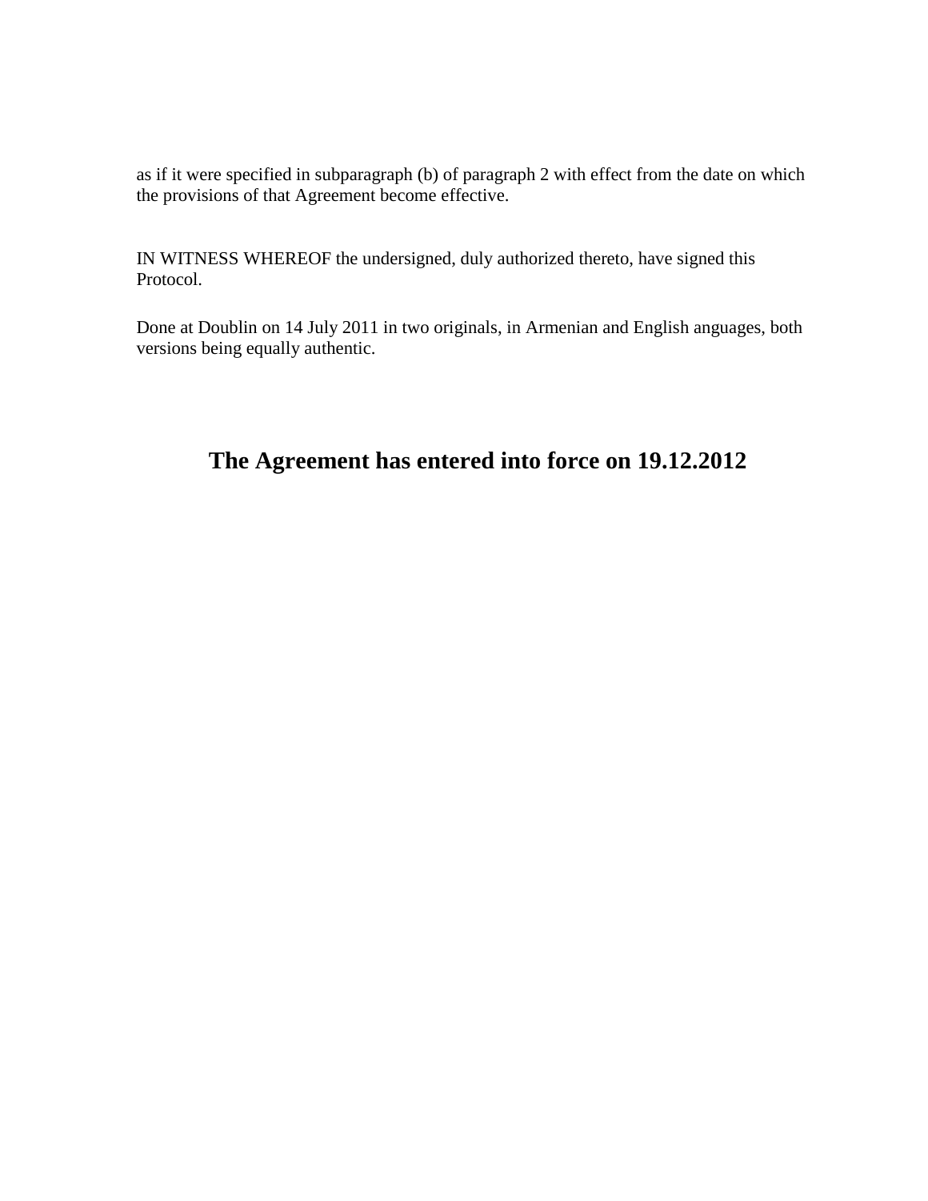as if it were specified in subparagraph (b) of paragraph 2 with effect from the date on which the provisions of that Agreement become effective.

IN WITNESS WHEREOF the undersigned, duly authorized thereto, have signed this Protocol.

Done at Doublin on 14 July 2011 in two originals, in Armenian and English anguages, both versions being equally authentic.

## The Agreement has entered into force on 19.12.2012